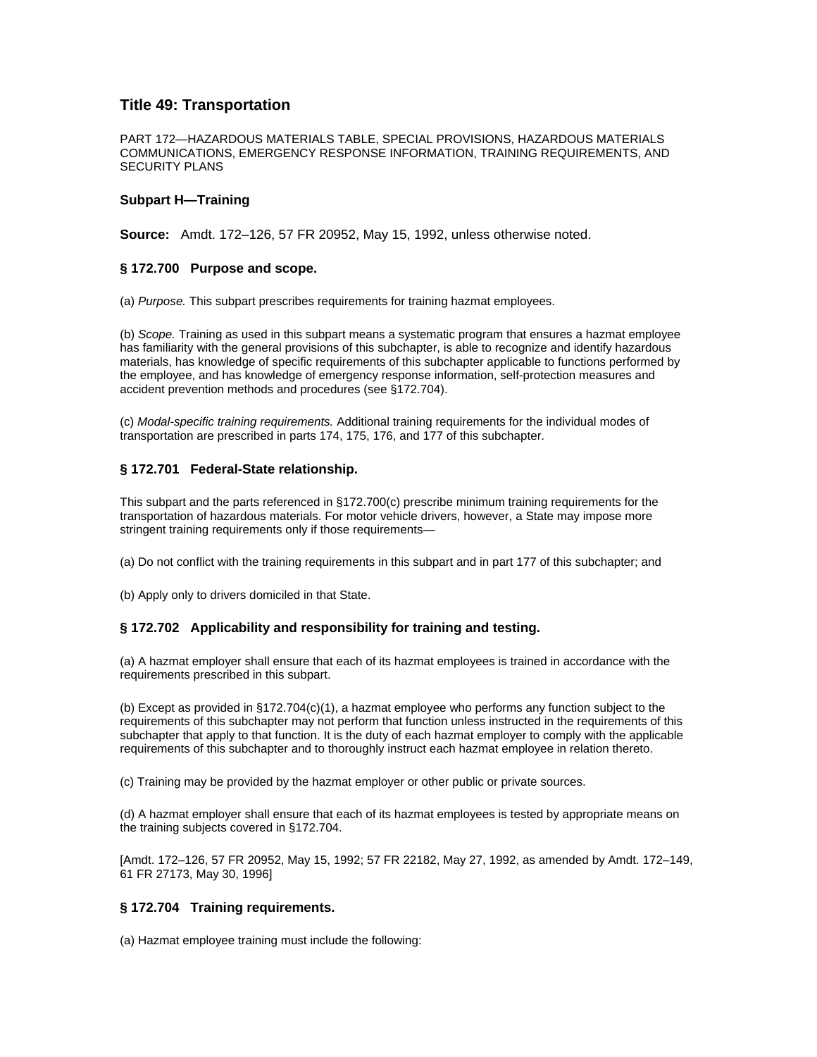# Title 49: Transportation

PART 172—HAZARDOUS MATERIALS TABLE, SPECIAL PROVISIONS, HAZARDOUS MATERIALS COMMUNICATIONS, EMERGENCY RESPONSE INFORMATION, TRAINING REQUIREMENTS, AND SECURITY PLANS

### Subpart H—Training

**Source:** Amdt. 172–126, 57 FR 20952, May 15, 1992, unless otherwise noted.

### § 172.700 Purpose and scope.

(a) *Purpose.* This subpart prescribes requirements for training hazmat employees.

(b) *Scope.* Training as used in this subpart means a systematic program that ensures a hazmat employee has familiarity with the general provisions of this subchapter, is able to recognize and identify hazardous materials, has knowledge of specific requirements of this subchapter applicable to functions performed by the employee, and has knowledge of emergency response information, self-protection measures and accident prevention methods and procedures (see §172.704).

(c) *Modal-specific training requirements.* Additional training requirements for the individual modes of transportation are prescribed in parts 174, 175, 176, and 177 of this subchapter.

### § 172.701 Federal-State relationship.

This subpart and the parts referenced in §172.700(c) prescribe minimum training requirements for the transportation of hazardous materials. For motor vehicle drivers, however, a State may impose more stringent training requirements only if those requirements—

(a) Do not conflict with the training requirements in this subpart and in part 177 of this subchapter; and

(b) Apply only to drivers domiciled in that State.

### § 172.702 Applicability and responsibility for training and testing.

(a) A hazmat employer shall ensure that each of its hazmat employees is trained in accordance with the requirements prescribed in this subpart.

(b) Except as provided in §172.704(c)(1), a hazmat employee who performs any function subject to the requirements of this subchapter may not perform that function unless instructed in the requirements of this subchapter that apply to that function. It is the duty of each hazmat employer to comply with the applicable requirements of this subchapter and to thoroughly instruct each hazmat employee in relation thereto.

(c) Training may be provided by the hazmat employer or other public or private sources.

(d) A hazmat employer shall ensure that each of its hazmat employees is tested by appropriate means on the training subjects covered in §172.704.

[Amdt. 172–126, 57 FR 20952, May 15, 1992; 57 FR 22182, May 27, 1992, as amended by Amdt. 172–149, 61 FR 27173, May 30, 1996]

### § 172.704 Training requirements.

(a) Hazmat employee training must include the following: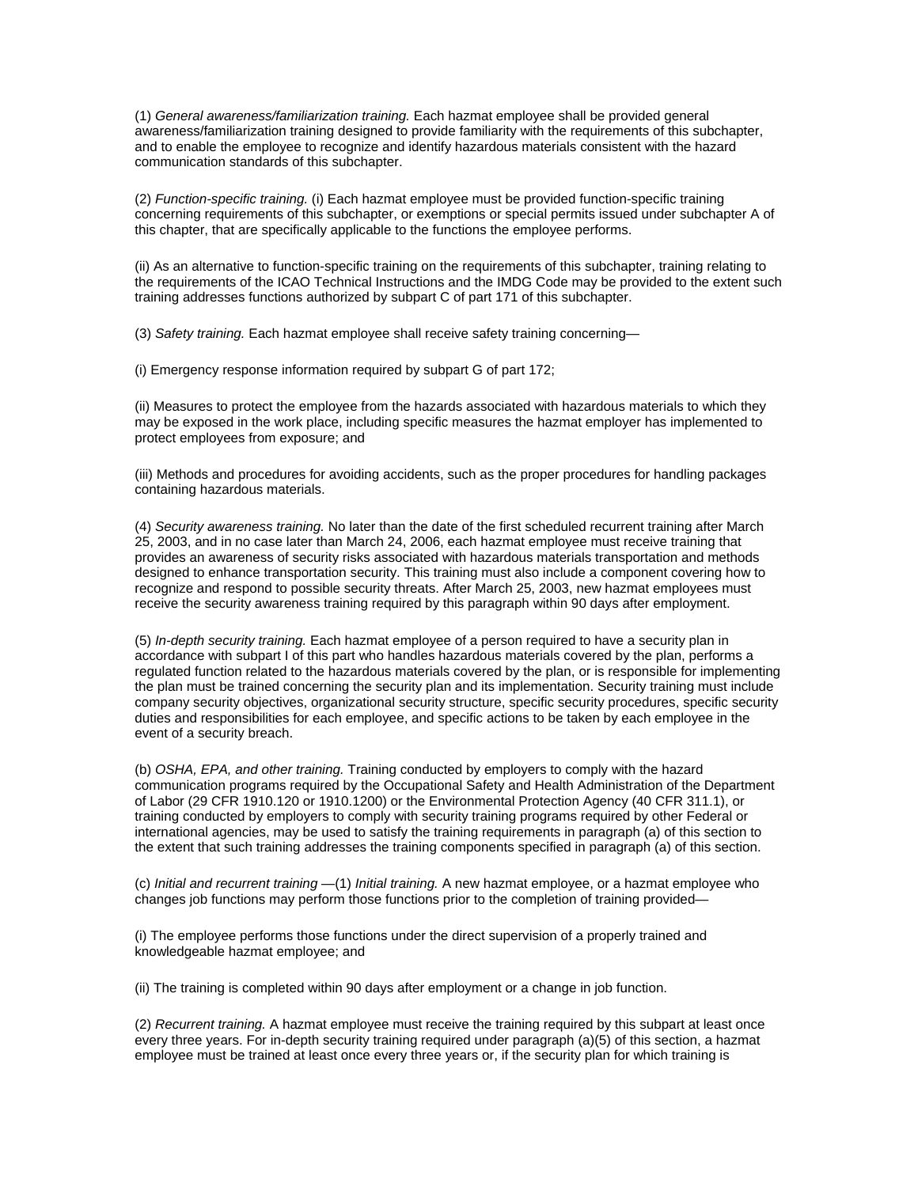(1) *General awareness/familiarization training.* Each hazmat employee shall be provided general awareness/familiarization training designed to provide familiarity with the requirements of this subchapter, and to enable the employee to recognize and identify hazardous materials consistent with the hazard communication standards of this subchapter.

(2) *Function-specific training.* (i) Each hazmat employee must be provided function-specific training concerning requirements of this subchapter, or exemptions or special permits issued under subchapter A of this chapter, that are specifically applicable to the functions the employee performs.

(ii) As an alternative to function-specific training on the requirements of this subchapter, training relating to the requirements of the ICAO Technical Instructions and the IMDG Code may be provided to the extent such training addresses functions authorized by subpart C of part 171 of this subchapter.

(3) *Safety training.* Each hazmat employee shall receive safety training concerning—

(i) Emergency response information required by subpart G of part 172;

(ii) Measures to protect the employee from the hazards associated with hazardous materials to which they may be exposed in the work place, including specific measures the hazmat employer has implemented to protect employees from exposure; and

(iii) Methods and procedures for avoiding accidents, such as the proper procedures for handling packages containing hazardous materials.

(4) *Security awareness training.* No later than the date of the first scheduled recurrent training after March 25, 2003, and in no case later than March 24, 2006, each hazmat employee must receive training that provides an awareness of security risks associated with hazardous materials transportation and methods designed to enhance transportation security. This training must also include a component covering how to recognize and respond to possible security threats. After March 25, 2003, new hazmat employees must receive the security awareness training required by this paragraph within 90 days after employment.

(5) *In-depth security training.* Each hazmat employee of a person required to have a security plan in accordance with subpart I of this part who handles hazardous materials covered by the plan, performs a regulated function related to the hazardous materials covered by the plan, or is responsible for implementing the plan must be trained concerning the security plan and its implementation. Security training must include company security objectives, organizational security structure, specific security procedures, specific security duties and responsibilities for each employee, and specific actions to be taken by each employee in the event of a security breach.

(b) *OSHA, EPA, and other training.* Training conducted by employers to comply with the hazard communication programs required by the Occupational Safety and Health Administration of the Department of Labor (29 CFR 1910.120 or 1910.1200) or the Environmental Protection Agency (40 CFR 311.1), or training conducted by employers to comply with security training programs required by other Federal or international agencies, may be used to satisfy the training requirements in paragraph (a) of this section to the extent that such training addresses the training components specified in paragraph (a) of this section.

(c) *Initial and recurrent training* —(1) *Initial training.* A new hazmat employee, or a hazmat employee who changes job functions may perform those functions prior to the completion of training provided—

(i) The employee performs those functions under the direct supervision of a properly trained and knowledgeable hazmat employee; and

(ii) The training is completed within 90 days after employment or a change in job function.

(2) *Recurrent training.* A hazmat employee must receive the training required by this subpart at least once every three years. For in-depth security training required under paragraph (a)(5) of this section, a hazmat employee must be trained at least once every three years or, if the security plan for which training is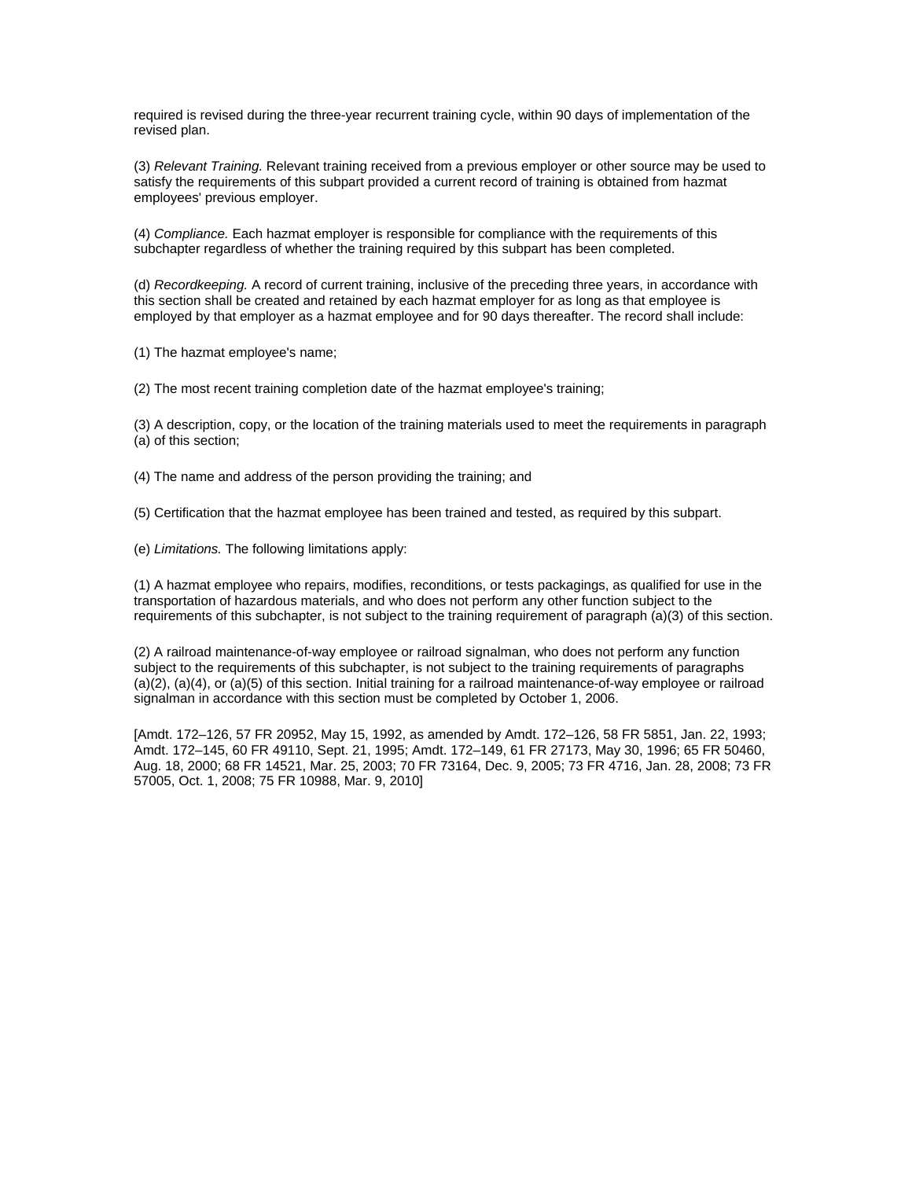required is revised during the three-year recurrent training cycle, within 90 days of implementation of the revised plan.

(3) *Relevant Training.* Relevant training received from a previous employer or other source may be used to satisfy the requirements of this subpart provided a current record of training is obtained from hazmat employees' previous employer.

(4) *Compliance.* Each hazmat employer is responsible for compliance with the requirements of this subchapter regardless of whether the training required by this subpart has been completed.

(d) *Recordkeeping.* A record of current training, inclusive of the preceding three years, in accordance with this section shall be created and retained by each hazmat employer for as long as that employee is employed by that employer as a hazmat employee and for 90 days thereafter. The record shall include:

(1) The hazmat employee's name;

(2) The most recent training completion date of the hazmat employee's training;

(3) A description, copy, or the location of the training materials used to meet the requirements in paragraph (a) of this section;

(4) The name and address of the person providing the training; and

(5) Certification that the hazmat employee has been trained and tested, as required by this subpart.

(e) *Limitations.* The following limitations apply:

(1) A hazmat employee who repairs, modifies, reconditions, or tests packagings, as qualified for use in the transportation of hazardous materials, and who does not perform any other function subject to the requirements of this subchapter, is not subject to the training requirement of paragraph (a)(3) of this section.

(2) A railroad maintenance-of-way employee or railroad signalman, who does not perform any function subject to the requirements of this subchapter, is not subject to the training requirements of paragraphs (a)(2), (a)(4), or (a)(5) of this section. Initial training for a railroad maintenance-of-way employee or railroad signalman in accordance with this section must be completed by October 1, 2006.

[Amdt. 172–126, 57 FR 20952, May 15, 1992, as amended by Amdt. 172–126, 58 FR 5851, Jan. 22, 1993; Amdt. 172–145, 60 FR 49110, Sept. 21, 1995; Amdt. 172–149, 61 FR 27173, May 30, 1996; 65 FR 50460, Aug. 18, 2000; 68 FR 14521, Mar. 25, 2003; 70 FR 73164, Dec. 9, 2005; 73 FR 4716, Jan. 28, 2008; 73 FR 57005, Oct. 1, 2008; 75 FR 10988, Mar. 9, 2010]